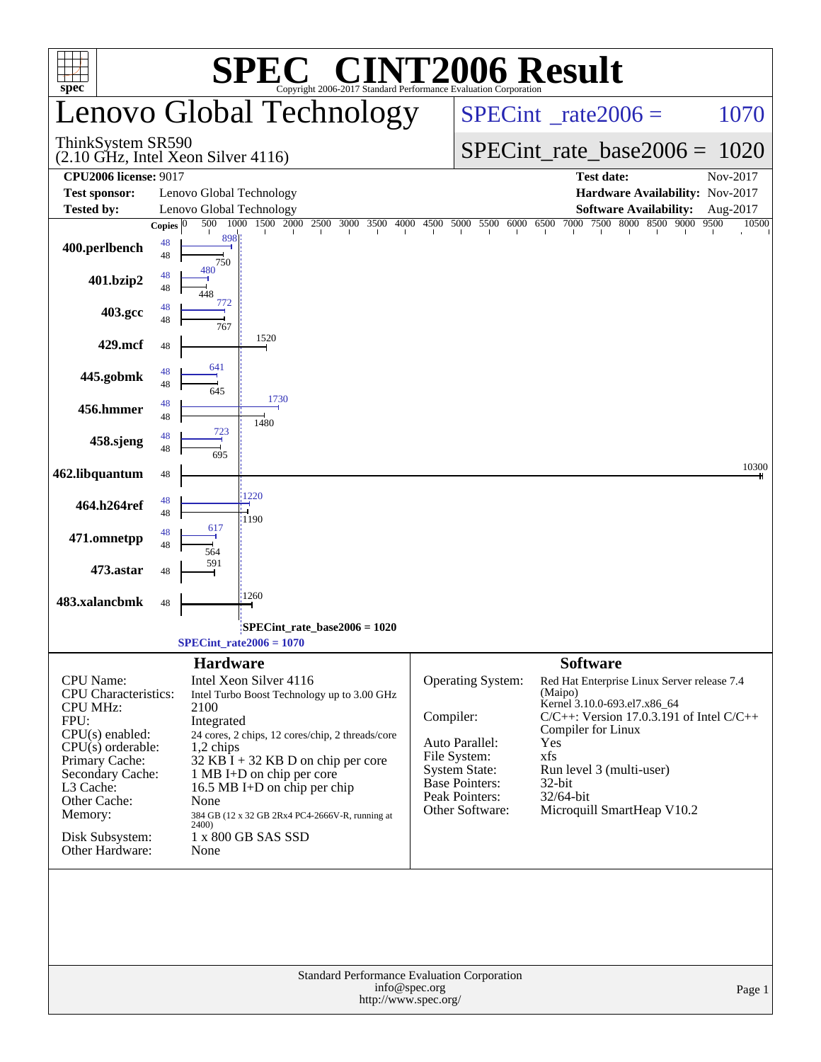# SPEC® CINT2006 Result

Copyright 2006-2017 Standard Performance Evaluation Corporation

## Lenovo Global Technology

ThinkSystem SR590
(2.10 GHz, Intel Xeon Silver 4116)

SPECint_rate2006 = 1070

SPECint_rate_base2006 = 1020

| | | | |
|---|---|---|---|
| **CPU2006 license:** 9017 | | **Test date:** | Nov-2017 |
| **Test sponsor:** | Lenovo Global Technology | **Hardware Availability:** | Nov-2017 |
| **Tested by:** | Lenovo Global Technology | **Software Availability:** | Aug-2017 |

| Benchmark | Copies (peak) | Peak | Copies (base) | Base |
|---|---|---|---|---|
| 400.perlbench | 48 | 898 | 48 | 750 |
| 401.bzip2 | 48 | 480 | 48 | 448 |
| 403.gcc | 48 | 772 | 48 | 767 |
| 429.mcf | | | 48 | 1520 |
| 445.gobmk | 48 | 641 | 48 | 645 |
| 456.hmmer | 48 | 1730 | 48 | 1480 |
| 458.sjeng | 48 | 723 | 48 | 695 |
| 462.libquantum | | | 48 | 10300 |
| 464.h264ref | 48 | 1220 | 48 | 1190 |
| 471.omnetpp | 48 | 617 | 48 | 564 |
| 473.astar | | | 48 | 591 |
| 483.xalancbmk | | | 48 | 1260 |

SPECint_rate_base2006 = 1020

SPECint_rate2006 = 1070

### Hardware

| | |
|---|---|
| CPU Name: | Intel Xeon Silver 4116 |
| CPU Characteristics: | Intel Turbo Boost Technology up to 3.00 GHz |
| CPU MHz: | 2100 |
| FPU: | Integrated |
| CPU(s) enabled: | 24 cores, 2 chips, 12 cores/chip, 2 threads/core |
| CPU(s) orderable: | 1,2 chips |
| Primary Cache: | 32 KB I + 32 KB D on chip per core |
| Secondary Cache: | 1 MB I+D on chip per core |
| L3 Cache: | 16.5 MB I+D on chip per chip |
| Other Cache: | None |
| Memory: | 384 GB (12 x 32 GB 2Rx4 PC4-2666V-R, running at 2400) |
| Disk Subsystem: | 1 x 800 GB SAS SSD |
| Other Hardware: | None |

### Software

| | |
|---|---|
| Operating System: | Red Hat Enterprise Linux Server release 7.4 (Maipo) Kernel 3.10.0-693.el7.x86_64 |
| Compiler: | C/C++: Version 17.0.3.191 of Intel C/C++ Compiler for Linux |
| Auto Parallel: | Yes |
| File System: | xfs |
| System State: | Run level 3 (multi-user) |
| Base Pointers: | 32-bit |
| Peak Pointers: | 32/64-bit |
| Other Software: | Microquill SmartHeap V10.2 |

Standard Performance Evaluation Corporation
info@spec.org
http://www.spec.org/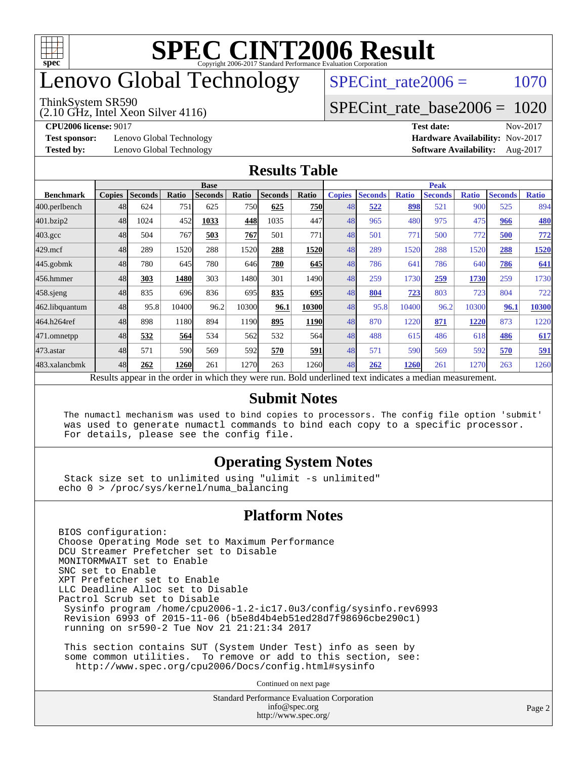# SPEC CINT2006 Result

Copyright 2006-2017 Standard Performance Evaluation Corporation

# Lenovo Global Technology

ThinkSystem SR590
(2.10 GHz, Intel Xeon Silver 4116)

SPECint_rate2006 = 1070

SPECint_rate_base2006 = 1020

**CPU2006 license:** 9017
**Test sponsor:** Lenovo Global Technology
**Tested by:** Lenovo Global Technology

**Test date:** Nov-2017
**Hardware Availability:** Nov-2017
**Software Availability:** Aug-2017

## Results Table

| | Base | | | | | | | Peak | | | | | | |
|---|---|---|---|---|---|---|---|---|---|---|---|---|---|---|
| **Benchmark** | **Copies** | **Seconds** | **Ratio** | **Seconds** | **Ratio** | **Seconds** | **Ratio** | **Copies** | **Seconds** | **Ratio** | **Seconds** | **Ratio** | **Seconds** | **Ratio** |
| 400.perlbench | 48 | 624 | 751 | 625 | 750 | **625** | **750** | 48 | **522** | **898** | 521 | 900 | 525 | 894 |
| 401.bzip2 | 48 | 1024 | 452 | **1033** | **448** | 1035 | 447 | 48 | 965 | 480 | 975 | 475 | **966** | **480** |
| 403.gcc | 48 | 504 | 767 | **503** | **767** | 501 | 771 | 48 | 501 | 771 | 500 | 772 | **500** | **772** |
| 429.mcf | 48 | 289 | 1520 | 288 | 1520 | **288** | **1520** | 48 | 289 | 1520 | 288 | 1520 | **288** | **1520** |
| 445.gobmk | 48 | 780 | 645 | 780 | 646 | **780** | **645** | 48 | 786 | 641 | 786 | 640 | **786** | **641** |
| 456.hmmer | 48 | **303** | **1480** | 303 | 1480 | 301 | 1490 | 48 | 259 | 1730 | **259** | **1730** | 259 | 1730 |
| 458.sjeng | 48 | 835 | 696 | 836 | 695 | **835** | **695** | 48 | **804** | **723** | 803 | 723 | 804 | 722 |
| 462.libquantum | 48 | 95.8 | 10400 | 96.2 | 10300 | **96.1** | **10300** | 48 | 95.8 | 10400 | 96.2 | 10300 | **96.1** | **10300** |
| 464.h264ref | 48 | 898 | 1180 | 894 | 1190 | **895** | **1190** | 48 | 870 | 1220 | **871** | **1220** | 873 | 1220 |
| 471.omnetpp | 48 | **532** | **564** | 534 | 562 | 532 | 564 | 48 | 488 | 615 | 486 | 618 | **486** | **617** |
| 473.astar | 48 | 571 | 590 | 569 | 592 | **570** | **591** | 48 | 571 | 590 | 569 | 592 | **570** | **591** |
| 483.xalancbmk | 48 | **262** | **1260** | 261 | 1270 | 263 | 1260 | 48 | **262** | **1260** | 261 | 1270 | 263 | 1260 |

Results appear in the order in which they were run. Bold underlined text indicates a median measurement.

## Submit Notes

```
The numactl mechanism was used to bind copies to processors. The config file option 'submit'
was used to generate numactl commands to bind each copy to a specific processor.
For details, please see the config file.
```

## Operating System Notes

```
 Stack size set to unlimited using "ulimit -s unlimited"
echo 0 > /proc/sys/kernel/numa_balancing
```

## Platform Notes

```
BIOS configuration:
Choose Operating Mode set to Maximum Performance
DCU Streamer Prefetcher set to Disable
MONITORMWAIT set to Enable
SNC set to Enable
XPT Prefetcher set to Enable
LLC Deadline Alloc set to Disable
Pactrol Scrub set to Disable
 Sysinfo program /home/cpu2006-1.2-ic17.0u3/config/sysinfo.rev6993
 Revision 6993 of 2015-11-06 (b5e8d4b4eb51ed28d7f98696cbe290c1)
 running on sr590-2 Tue Nov 21 21:21:34 2017

 This section contains SUT (System Under Test) info as seen by
 some common utilities.  To remove or add to this section, see:
   http://www.spec.org/cpu2006/Docs/config.html#sysinfo
```

Continued on next page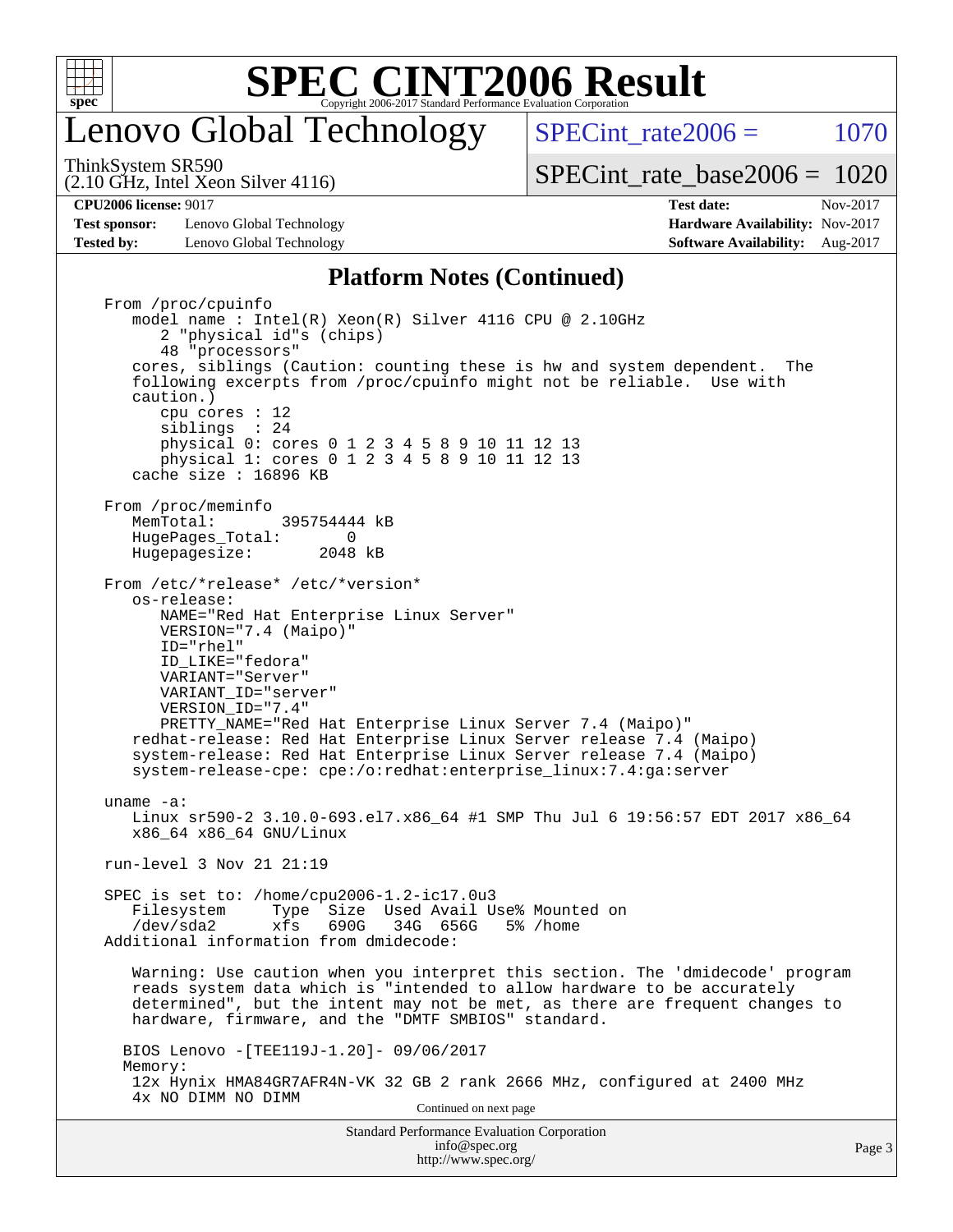# SPEC CINT2006 Result

## Lenovo Global Technology

ThinkSystem SR590
(2.10 GHz, Intel Xeon Silver 4116)

SPECint_rate2006 = 1070

SPECint_rate_base2006 = 1020

| | | | |
|---|---|---|---|
| **CPU2006 license:** 9017 | | **Test date:** | Nov-2017 |
| **Test sponsor:** | Lenovo Global Technology | **Hardware Availability:** | Nov-2017 |
| **Tested by:** | Lenovo Global Technology | **Software Availability:** | Aug-2017 |

### Platform Notes (Continued)

```
From /proc/cpuinfo
   model name : Intel(R) Xeon(R) Silver 4116 CPU @ 2.10GHz
      2 "physical id"s (chips)
      48 "processors"
   cores, siblings (Caution: counting these is hw and system dependent.  The
   following excerpts from /proc/cpuinfo might not be reliable.  Use with
   caution.)
      cpu cores : 12
      siblings  : 24
      physical 0: cores 0 1 2 3 4 5 8 9 10 11 12 13
      physical 1: cores 0 1 2 3 4 5 8 9 10 11 12 13
   cache size : 16896 KB

From /proc/meminfo
   MemTotal:       395754444 kB
   HugePages_Total:       0
   Hugepagesize:       2048 kB

From /etc/*release* /etc/*version*
   os-release:
      NAME="Red Hat Enterprise Linux Server"
      VERSION="7.4 (Maipo)"
      ID="rhel"
      ID_LIKE="fedora"
      VARIANT="Server"
      VARIANT_ID="server"
      VERSION_ID="7.4"
      PRETTY_NAME="Red Hat Enterprise Linux Server 7.4 (Maipo)"
   redhat-release: Red Hat Enterprise Linux Server release 7.4 (Maipo)
   system-release: Red Hat Enterprise Linux Server release 7.4 (Maipo)
   system-release-cpe: cpe:/o:redhat:enterprise_linux:7.4:ga:server

uname -a:
   Linux sr590-2 3.10.0-693.el7.x86_64 #1 SMP Thu Jul 6 19:56:57 EDT 2017 x86_64
   x86_64 x86_64 GNU/Linux

run-level 3 Nov 21 21:19

SPEC is set to: /home/cpu2006-1.2-ic17.0u3
   Filesystem     Type  Size  Used Avail Use% Mounted on
   /dev/sda2      xfs   690G   34G  656G   5% /home
Additional information from dmidecode:

   Warning: Use caution when you interpret this section. The 'dmidecode' program
   reads system data which is "intended to allow hardware to be accurately
   determined", but the intent may not be met, as there are frequent changes to
   hardware, firmware, and the "DMTF SMBIOS" standard.

  BIOS Lenovo -[TEE119J-1.20]- 09/06/2017
  Memory:
   12x Hynix HMA84GR7AFR4N-VK 32 GB 2 rank 2666 MHz, configured at 2400 MHz
   4x NO DIMM NO DIMM
```

Continued on next page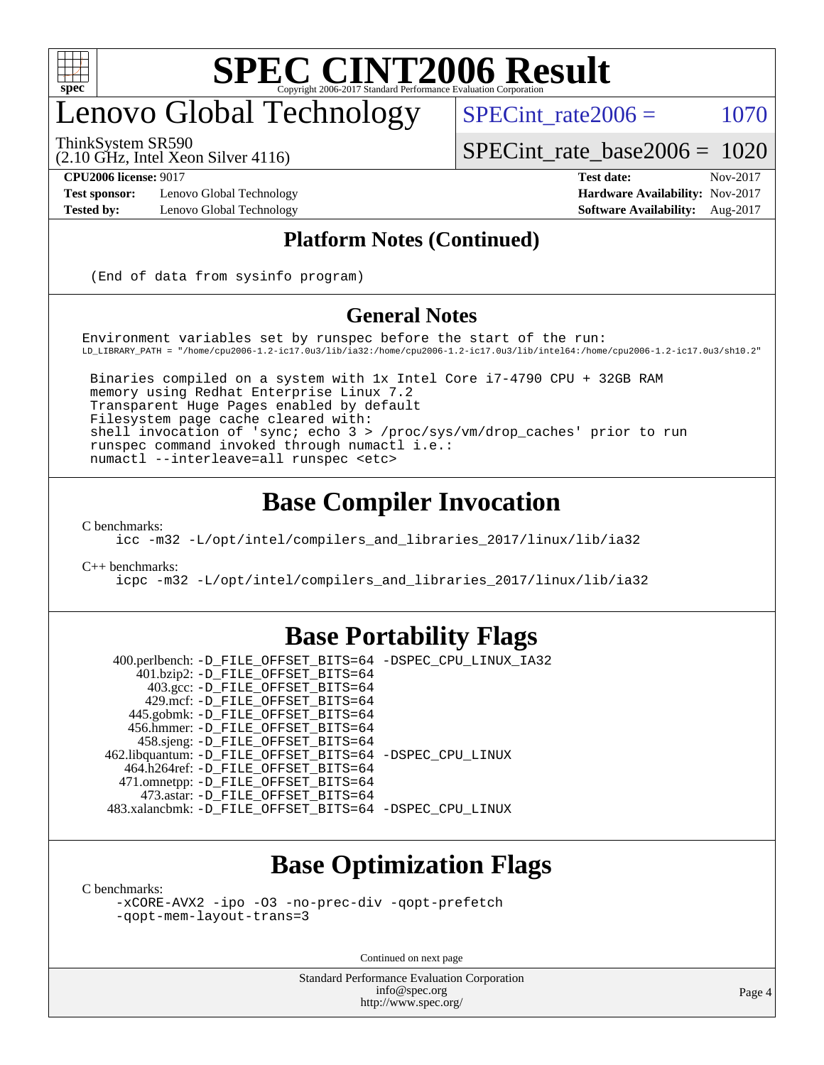# Lenovo Global Technology

ThinkSystem SR590
(2.10 GHz, Intel Xeon Silver 4116)

SPECint_rate2006 = 1070

SPECint_rate_base2006 = 1020

**CPU2006 license:** 9017
**Test sponsor:** Lenovo Global Technology
**Tested by:** Lenovo Global Technology

**Test date:** Nov-2017
**Hardware Availability:** Nov-2017
**Software Availability:** Aug-2017

## Platform Notes (Continued)

```
(End of data from sysinfo program)
```

## General Notes

```
Environment variables set by runspec before the start of the run:
LD_LIBRARY_PATH = "/home/cpu2006-1.2-ic17.0u3/lib/ia32:/home/cpu2006-1.2-ic17.0u3/lib/intel64:/home/cpu2006-1.2-ic17.0u3/sh10.2"

 Binaries compiled on a system with 1x Intel Core i7-4790 CPU + 32GB RAM
 memory using Redhat Enterprise Linux 7.2
 Transparent Huge Pages enabled by default
 Filesystem page cache cleared with:
 shell invocation of 'sync; echo 3 > /proc/sys/vm/drop_caches' prior to run
 runspec command invoked through numactl i.e.:
 numactl --interleave=all runspec <etc>
```

## Base Compiler Invocation

C benchmarks:
```
icc -m32 -L/opt/intel/compilers_and_libraries_2017/linux/lib/ia32
```

C++ benchmarks:
```
icpc -m32 -L/opt/intel/compilers_and_libraries_2017/linux/lib/ia32
```

## Base Portability Flags

```
   400.perlbench: -D_FILE_OFFSET_BITS=64 -DSPEC_CPU_LINUX_IA32
       401.bzip2: -D_FILE_OFFSET_BITS=64
         403.gcc: -D_FILE_OFFSET_BITS=64
         429.mcf: -D_FILE_OFFSET_BITS=64
       445.gobmk: -D_FILE_OFFSET_BITS=64
      456.hmmer: -D_FILE_OFFSET_BITS=64
       458.sjeng: -D_FILE_OFFSET_BITS=64
 462.libquantum: -D_FILE_OFFSET_BITS=64 -DSPEC_CPU_LINUX
     464.h264ref: -D_FILE_OFFSET_BITS=64
    471.omnetpp: -D_FILE_OFFSET_BITS=64
       473.astar: -D_FILE_OFFSET_BITS=64
 483.xalancbmk: -D_FILE_OFFSET_BITS=64 -DSPEC_CPU_LINUX
```

## Base Optimization Flags

C benchmarks:
```
-xCORE-AVX2 -ipo -O3 -no-prec-div -qopt-prefetch
-qopt-mem-layout-trans=3
```

Continued on next page

Standard Performance Evaluation Corporation
info@spec.org
http://www.spec.org/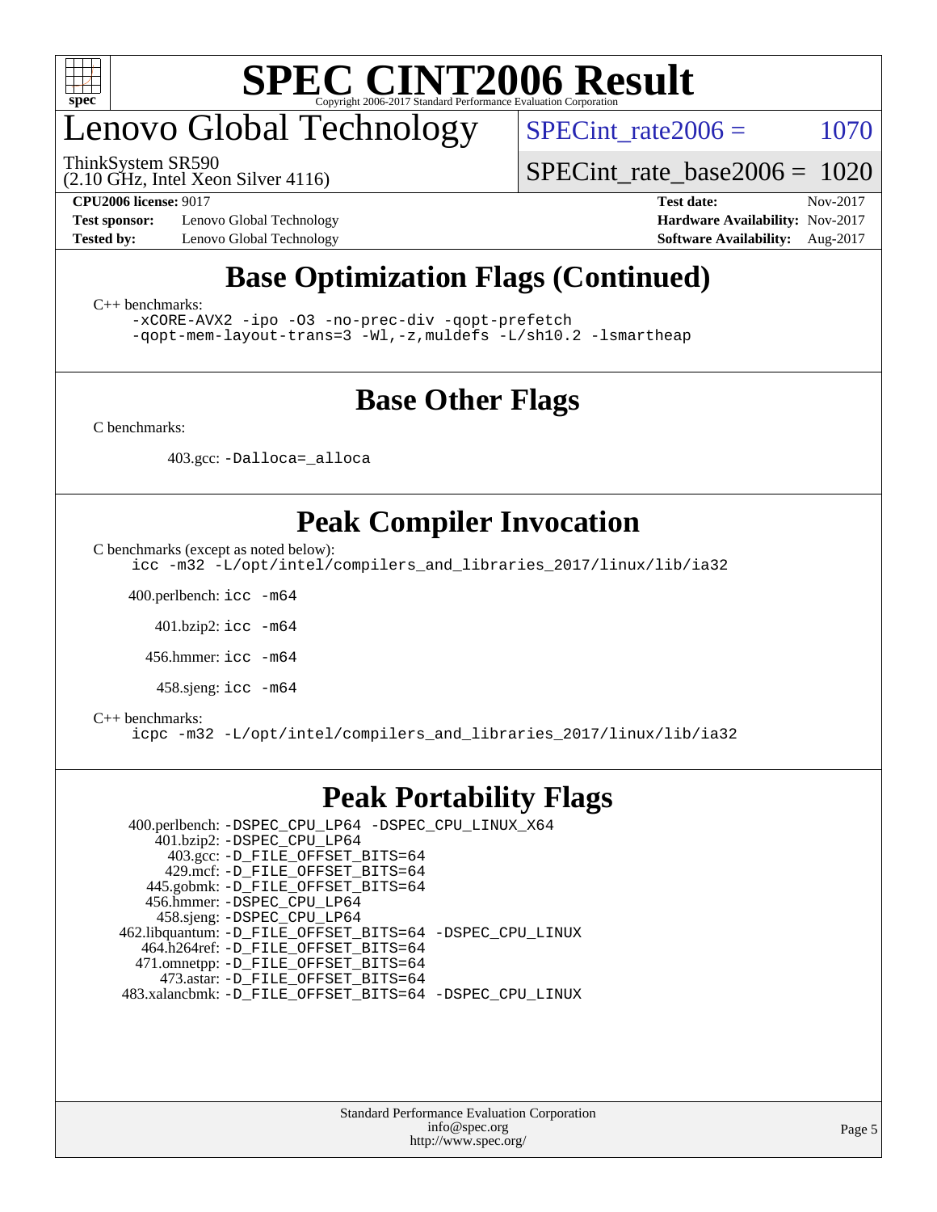# SPEC CINT2006 Result

Copyright 2006-2017 Standard Performance Evaluation Corporation

# Lenovo Global Technology

ThinkSystem SR590
(2.10 GHz, Intel Xeon Silver 4116)

SPECint_rate2006 = 1070

SPECint_rate_base2006 = 1020

**CPU2006 license:** 9017
**Test sponsor:** Lenovo Global Technology
**Tested by:** Lenovo Global Technology

**Test date:** Nov-2017
**Hardware Availability:** Nov-2017
**Software Availability:** Aug-2017

## Base Optimization Flags (Continued)

C++ benchmarks:

```
-xCORE-AVX2 -ipo -O3 -no-prec-div -qopt-prefetch
-qopt-mem-layout-trans=3 -Wl,-z,muldefs -L/sh10.2 -lsmartheap
```

## Base Other Flags

C benchmarks:

403.gcc: `-Dalloca=_alloca`

## Peak Compiler Invocation

C benchmarks (except as noted below):

```
icc -m32 -L/opt/intel/compilers_and_libraries_2017/linux/lib/ia32
```

400.perlbench: `icc -m64`

401.bzip2: `icc -m64`

456.hmmer: `icc -m64`

458.sjeng: `icc -m64`

C++ benchmarks:

```
icpc -m32 -L/opt/intel/compilers_and_libraries_2017/linux/lib/ia32
```

## Peak Portability Flags

400.perlbench: `-DSPEC_CPU_LP64 -DSPEC_CPU_LINUX_X64`
401.bzip2: `-DSPEC_CPU_LP64`
403.gcc: `-D_FILE_OFFSET_BITS=64`
429.mcf: `-D_FILE_OFFSET_BITS=64`
445.gobmk: `-D_FILE_OFFSET_BITS=64`
456.hmmer: `-DSPEC_CPU_LP64`
458.sjeng: `-DSPEC_CPU_LP64`
462.libquantum: `-D_FILE_OFFSET_BITS=64 -DSPEC_CPU_LINUX`
464.h264ref: `-D_FILE_OFFSET_BITS=64`
471.omnetpp: `-D_FILE_OFFSET_BITS=64`
473.astar: `-D_FILE_OFFSET_BITS=64`
483.xalancbmk: `-D_FILE_OFFSET_BITS=64 -DSPEC_CPU_LINUX`

Standard Performance Evaluation Corporation
info@spec.org
http://www.spec.org/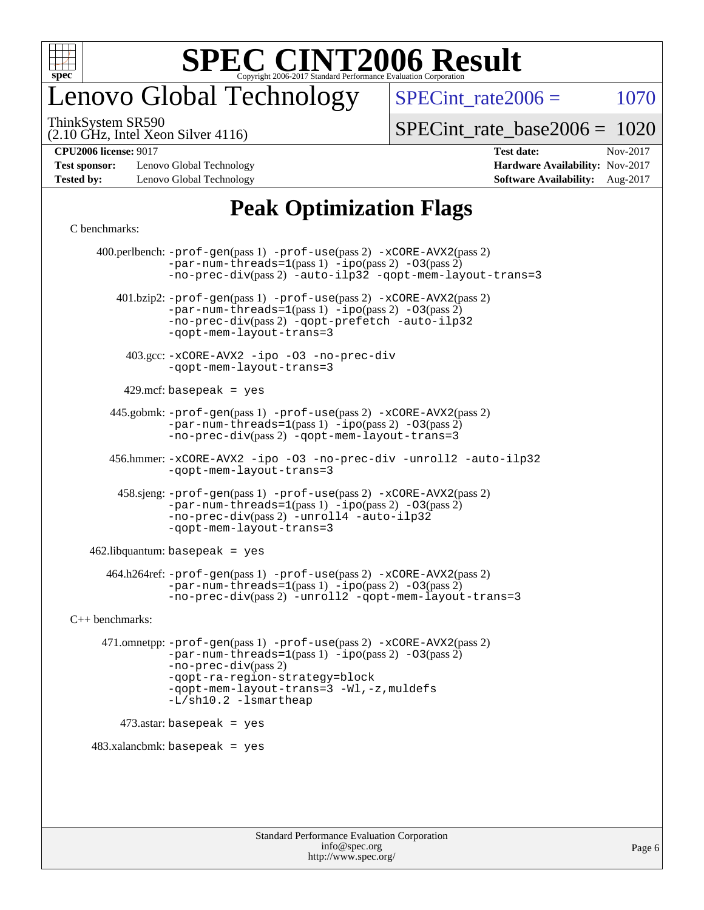# SPEC CINT2006 Result

Copyright 2006-2017 Standard Performance Evaluation Corporation

# Lenovo Global Technology

ThinkSystem SR590
(2.10 GHz, Intel Xeon Silver 4116)

SPECint_rate2006 = 1070

SPECint_rate_base2006 = 1020

**CPU2006 license:** 9017
**Test sponsor:** Lenovo Global Technology
**Tested by:** Lenovo Global Technology

**Test date:** Nov-2017
**Hardware Availability:** Nov-2017
**Software Availability:** Aug-2017

## Peak Optimization Flags

C benchmarks:

400.perlbench: `-prof-gen`(pass 1) `-prof-use`(pass 2) `-xCORE-AVX2`(pass 2) `-par-num-threads=1`(pass 1) `-ipo`(pass 2) `-O3`(pass 2) `-no-prec-div`(pass 2) `-auto-ilp32` `-qopt-mem-layout-trans=3`

401.bzip2: `-prof-gen`(pass 1) `-prof-use`(pass 2) `-xCORE-AVX2`(pass 2) `-par-num-threads=1`(pass 1) `-ipo`(pass 2) `-O3`(pass 2) `-no-prec-div`(pass 2) `-qopt-prefetch` `-auto-ilp32` `-qopt-mem-layout-trans=3`

403.gcc: `-xCORE-AVX2` `-ipo` `-O3` `-no-prec-div` `-qopt-mem-layout-trans=3`

429.mcf: `basepeak = yes`

445.gobmk: `-prof-gen`(pass 1) `-prof-use`(pass 2) `-xCORE-AVX2`(pass 2) `-par-num-threads=1`(pass 1) `-ipo`(pass 2) `-O3`(pass 2) `-no-prec-div`(pass 2) `-qopt-mem-layout-trans=3`

456.hmmer: `-xCORE-AVX2` `-ipo` `-O3` `-no-prec-div` `-unroll2` `-auto-ilp32` `-qopt-mem-layout-trans=3`

458.sjeng: `-prof-gen`(pass 1) `-prof-use`(pass 2) `-xCORE-AVX2`(pass 2) `-par-num-threads=1`(pass 1) `-ipo`(pass 2) `-O3`(pass 2) `-no-prec-div`(pass 2) `-unroll4` `-auto-ilp32` `-qopt-mem-layout-trans=3`

462.libquantum: `basepeak = yes`

464.h264ref: `-prof-gen`(pass 1) `-prof-use`(pass 2) `-xCORE-AVX2`(pass 2) `-par-num-threads=1`(pass 1) `-ipo`(pass 2) `-O3`(pass 2) `-no-prec-div`(pass 2) `-unroll2` `-qopt-mem-layout-trans=3`

C++ benchmarks:

471.omnetpp: `-prof-gen`(pass 1) `-prof-use`(pass 2) `-xCORE-AVX2`(pass 2) `-par-num-threads=1`(pass 1) `-ipo`(pass 2) `-O3`(pass 2) `-no-prec-div`(pass 2) `-qopt-ra-region-strategy=block` `-qopt-mem-layout-trans=3` `-Wl,-z,muldefs` `-L/sh10.2` `-lsmartheap`

473.astar: `basepeak = yes`

483.xalancbmk: `basepeak = yes`

Standard Performance Evaluation Corporation
info@spec.org
http://www.spec.org/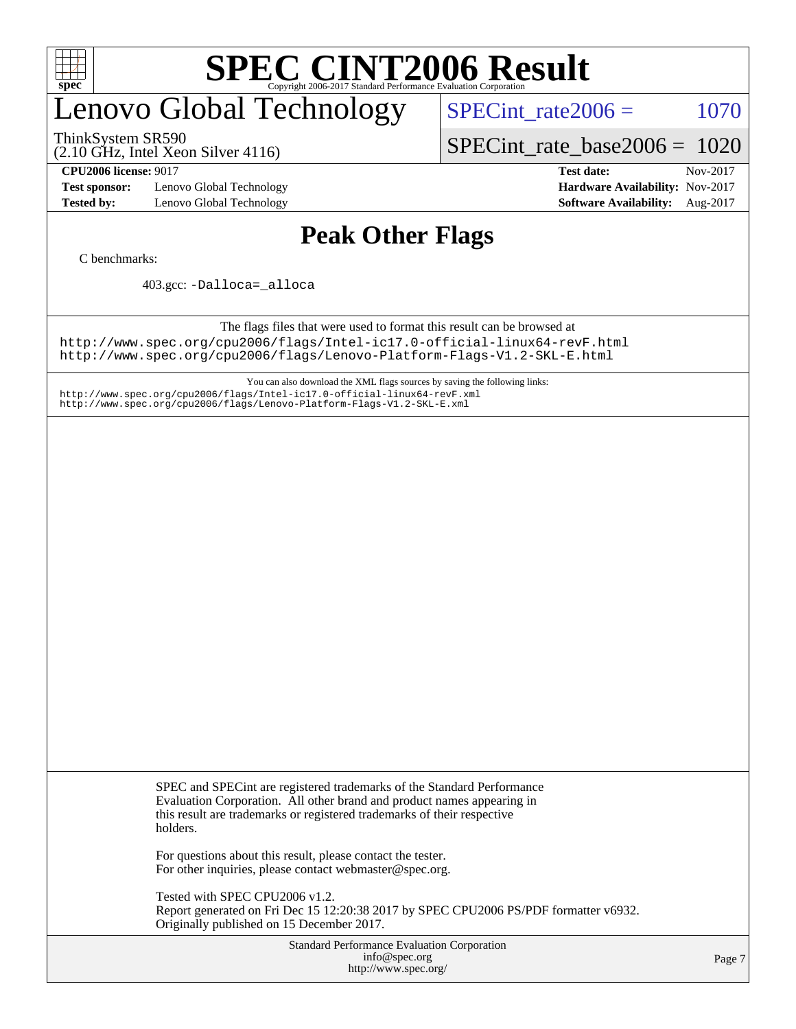# SPEC CINT2006 Result

Copyright 2006-2017 Standard Performance Evaluation Corporation

# Lenovo Global Technology

ThinkSystem SR590
(2.10 GHz, Intel Xeon Silver 4116)

SPECint_rate2006 = 1070

SPECint_rate_base2006 = 1020

**CPU2006 license:** 9017
**Test sponsor:** Lenovo Global Technology
**Tested by:** Lenovo Global Technology

**Test date:** Nov-2017
**Hardware Availability:** Nov-2017
**Software Availability:** Aug-2017

## Peak Other Flags

C benchmarks:

403.gcc: -Dalloca=_alloca

The flags files that were used to format this result can be browsed at
http://www.spec.org/cpu2006/flags/Intel-ic17.0-official-linux64-revF.html
http://www.spec.org/cpu2006/flags/Lenovo-Platform-Flags-V1.2-SKL-E.html

You can also download the XML flags sources by saving the following links:
http://www.spec.org/cpu2006/flags/Intel-ic17.0-official-linux64-revF.xml
http://www.spec.org/cpu2006/flags/Lenovo-Platform-Flags-V1.2-SKL-E.xml

SPEC and SPECint are registered trademarks of the Standard Performance Evaluation Corporation. All other brand and product names appearing in this result are trademarks or registered trademarks of their respective holders.

For questions about this result, please contact the tester.
For other inquiries, please contact webmaster@spec.org.

Tested with SPEC CPU2006 v1.2.
Report generated on Fri Dec 15 12:20:38 2017 by SPEC CPU2006 PS/PDF formatter v6932.
Originally published on 15 December 2017.

Standard Performance Evaluation Corporation
info@spec.org
http://www.spec.org/